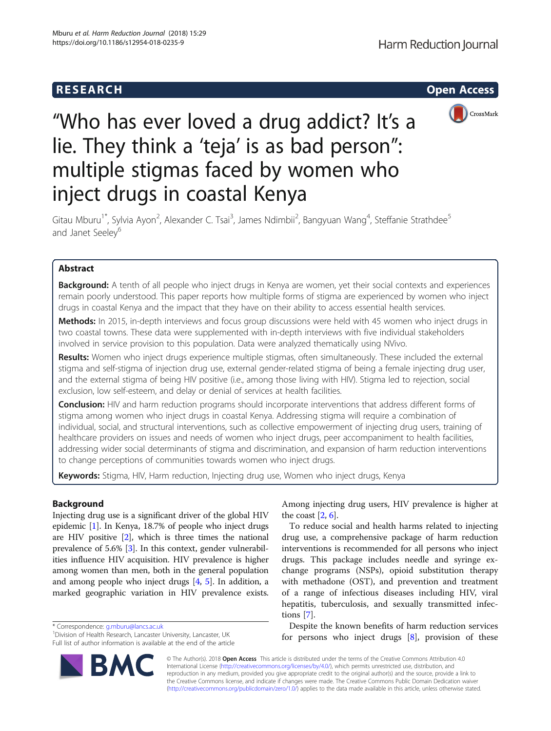RESEARCH

Open Access

# "Who has ever loved a drug addict? It's a lie. They think a 'teja' is as bad person": multiple stigmas faced by women who inject drugs in coastal Kenya

Gitau Mburu[1*], Sylvia Ayon[2], Alexander C. Tsai[3], James Ndimbii[2], Bangyuan Wang[4], Steffanie Strathdee[5] and Janet Seeley[6]

## Abstract

**Background:** A tenth of all people who inject drugs in Kenya are women, yet their social contexts and experiences remain poorly understood. This paper reports how multiple forms of stigma are experienced by women who inject drugs in coastal Kenya and the impact that they have on their ability to access essential health services.

**Methods:** In 2015, in-depth interviews and focus group discussions were held with 45 women who inject drugs in two coastal towns. These data were supplemented with in-depth interviews with five individual stakeholders involved in service provision to this population. Data were analyzed thematically using NVivo.

**Results:** Women who inject drugs experience multiple stigmas, often simultaneously. These included the external stigma and self-stigma of injection drug use, external gender-related stigma of being a female injecting drug user, and the external stigma of being HIV positive (i.e., among those living with HIV). Stigma led to rejection, social exclusion, low self-esteem, and delay or denial of services at health facilities.

**Conclusion:** HIV and harm reduction programs should incorporate interventions that address different forms of stigma among women who inject drugs in coastal Kenya. Addressing stigma will require a combination of individual, social, and structural interventions, such as collective empowerment of injecting drug users, training of healthcare providers on issues and needs of women who inject drugs, peer accompaniment to health facilities, addressing wider social determinants of stigma and discrimination, and expansion of harm reduction interventions to change perceptions of communities towards women who inject drugs.

**Keywords:** Stigma, HIV, Harm reduction, Injecting drug use, Women who inject drugs, Kenya

## Background

Injecting drug use is a significant driver of the global HIV epidemic [1]. In Kenya, 18.7% of people who inject drugs are HIV positive [2], which is three times the national prevalence of 5.6% [3]. In this context, gender vulnerabilities influence HIV acquisition. HIV prevalence is higher among women than men, both in the general population and among people who inject drugs [4, 5]. In addition, a marked geographic variation in HIV prevalence exists. Among injecting drug users, HIV prevalence is higher at the coast [2, 6].

To reduce social and health harms related to injecting drug use, a comprehensive package of harm reduction interventions is recommended for all persons who inject drugs. This package includes needle and syringe exchange programs (NSPs), opioid substitution therapy with methadone (OST), and prevention and treatment of a range of infectious diseases including HIV, viral hepatitis, tuberculosis, and sexually transmitted infections [7].

Despite the known benefits of harm reduction services for persons who inject drugs [8], provision of these

\* Correspondence: g.mburu@lancs.ac.uk
[1]Division of Health Research, Lancaster University, Lancaster, UK
Full list of author information is available at the end of the article

© The Author(s). 2018 **Open Access** This article is distributed under the terms of the Creative Commons Attribution 4.0 International License (http://creativecommons.org/licenses/by/4.0/), which permits unrestricted use, distribution, and reproduction in any medium, provided you give appropriate credit to the original author(s) and the source, provide a link to the Creative Commons license, and indicate if changes were made. The Creative Commons Public Domain Dedication waiver (http://creativecommons.org/publicdomain/zero/1.0/) applies to the data made available in this article, unless otherwise stated.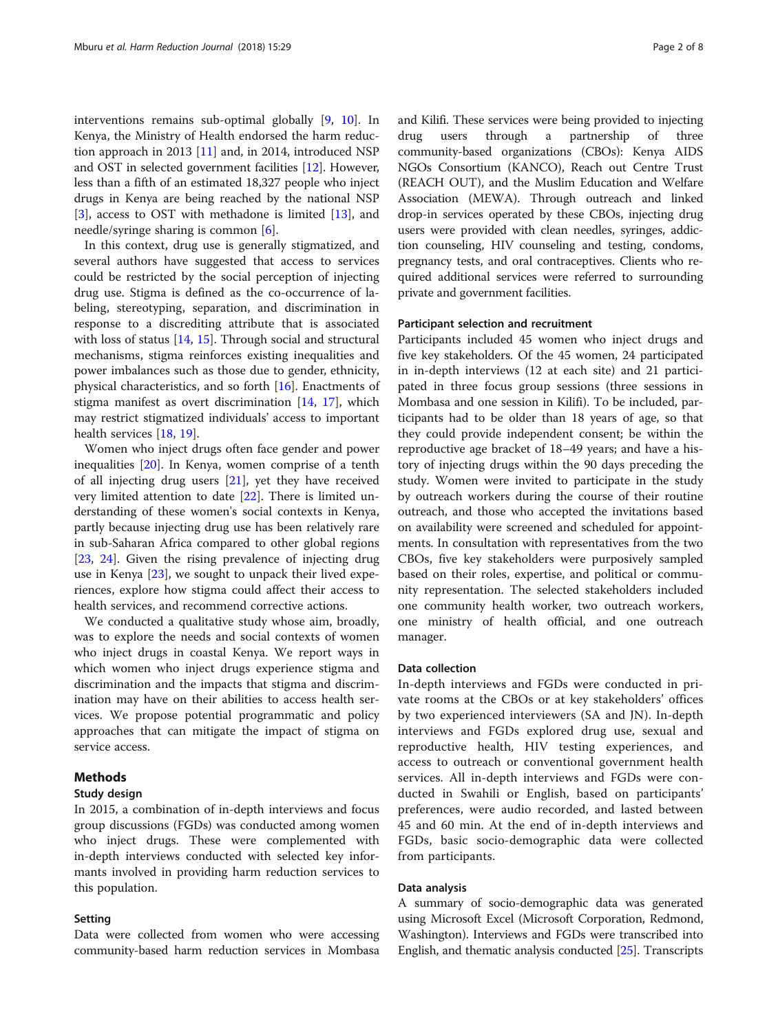interventions remains sub-optimal globally [9, 10]. In Kenya, the Ministry of Health endorsed the harm reduction approach in 2013 [11] and, in 2014, introduced NSP and OST in selected government facilities [12]. However, less than a fifth of an estimated 18,327 people who inject drugs in Kenya are being reached by the national NSP [3], access to OST with methadone is limited [13], and needle/syringe sharing is common [6].

In this context, drug use is generally stigmatized, and several authors have suggested that access to services could be restricted by the social perception of injecting drug use. Stigma is defined as the co-occurrence of labeling, stereotyping, separation, and discrimination in response to a discrediting attribute that is associated with loss of status [14, 15]. Through social and structural mechanisms, stigma reinforces existing inequalities and power imbalances such as those due to gender, ethnicity, physical characteristics, and so forth [16]. Enactments of stigma manifest as overt discrimination [14, 17], which may restrict stigmatized individuals' access to important health services [18, 19].

Women who inject drugs often face gender and power inequalities [20]. In Kenya, women comprise of a tenth of all injecting drug users [21], yet they have received very limited attention to date [22]. There is limited understanding of these women's social contexts in Kenya, partly because injecting drug use has been relatively rare in sub-Saharan Africa compared to other global regions [23, 24]. Given the rising prevalence of injecting drug use in Kenya [23], we sought to unpack their lived experiences, explore how stigma could affect their access to health services, and recommend corrective actions.

We conducted a qualitative study whose aim, broadly, was to explore the needs and social contexts of women who inject drugs in coastal Kenya. We report ways in which women who inject drugs experience stigma and discrimination and the impacts that stigma and discrimination may have on their abilities to access health services. We propose potential programmatic and policy approaches that can mitigate the impact of stigma on service access.

## Methods

### Study design

In 2015, a combination of in-depth interviews and focus group discussions (FGDs) was conducted among women who inject drugs. These were complemented with in-depth interviews conducted with selected key informants involved in providing harm reduction services to this population.

### Setting

Data were collected from women who were accessing community-based harm reduction services in Mombasa and Kilifi. These services were being provided to injecting drug users through a partnership of three community-based organizations (CBOs): Kenya AIDS NGOs Consortium (KANCO), Reach out Centre Trust (REACH OUT), and the Muslim Education and Welfare Association (MEWA). Through outreach and linked drop-in services operated by these CBOs, injecting drug users were provided with clean needles, syringes, addiction counseling, HIV counseling and testing, condoms, pregnancy tests, and oral contraceptives. Clients who required additional services were referred to surrounding private and government facilities.

### Participant selection and recruitment

Participants included 45 women who inject drugs and five key stakeholders. Of the 45 women, 24 participated in in-depth interviews (12 at each site) and 21 participated in three focus group sessions (three sessions in Mombasa and one session in Kilifi). To be included, participants had to be older than 18 years of age, so that they could provide independent consent; be within the reproductive age bracket of 18–49 years; and have a history of injecting drugs within the 90 days preceding the study. Women were invited to participate in the study by outreach workers during the course of their routine outreach, and those who accepted the invitations based on availability were screened and scheduled for appointments. In consultation with representatives from the two CBOs, five key stakeholders were purposively sampled based on their roles, expertise, and political or community representation. The selected stakeholders included one community health worker, two outreach workers, one ministry of health official, and one outreach manager.

### Data collection

In-depth interviews and FGDs were conducted in private rooms at the CBOs or at key stakeholders' offices by two experienced interviewers (SA and JN). In-depth interviews and FGDs explored drug use, sexual and reproductive health, HIV testing experiences, and access to outreach or conventional government health services. All in-depth interviews and FGDs were conducted in Swahili or English, based on participants' preferences, were audio recorded, and lasted between 45 and 60 min. At the end of in-depth interviews and FGDs, basic socio-demographic data were collected from participants.

### Data analysis

A summary of socio-demographic data was generated using Microsoft Excel (Microsoft Corporation, Redmond, Washington). Interviews and FGDs were transcribed into English, and thematic analysis conducted [25]. Transcripts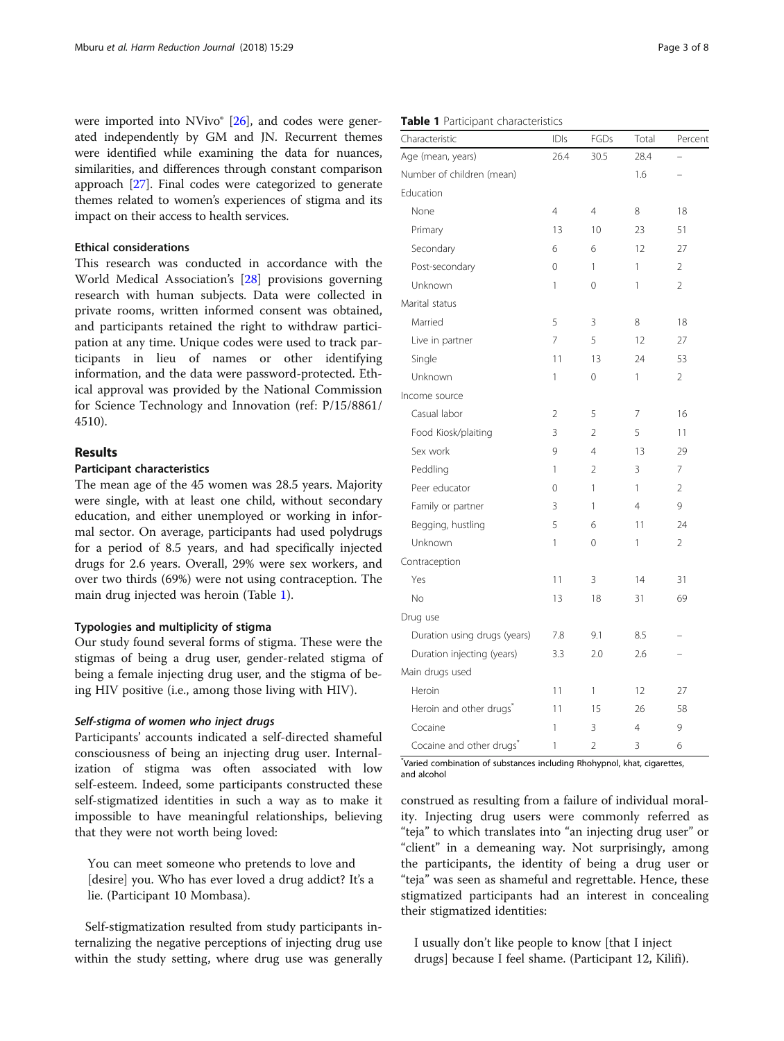were imported into NVivo® [26], and codes were generated independently by GM and JN. Recurrent themes were identified while examining the data for nuances, similarities, and differences through constant comparison approach [27]. Final codes were categorized to generate themes related to women's experiences of stigma and its impact on their access to health services.

### Ethical considerations

This research was conducted in accordance with the World Medical Association's [28] provisions governing research with human subjects. Data were collected in private rooms, written informed consent was obtained, and participants retained the right to withdraw participation at any time. Unique codes were used to track participants in lieu of names or other identifying information, and the data were password-protected. Ethical approval was provided by the National Commission for Science Technology and Innovation (ref: P/15/8861/4510).

## Results

### Participant characteristics

The mean age of the 45 women was 28.5 years. Majority were single, with at least one child, without secondary education, and either unemployed or working in informal sector. On average, participants had used polydrugs for a period of 8.5 years, and had specifically injected drugs for 2.6 years. Overall, 29% were sex workers, and over two thirds (69%) were not using contraception. The main drug injected was heroin (Table 1).

**Table 1** Participant characteristics

| Characteristic | IDIs | FGDs | Total | Percent |
|---|---|---|---|---|
| Age (mean, years) | 26.4 | 30.5 | 28.4 | – |
| Number of children (mean) | | | 1.6 | – |
| Education | | | | |
| None | 4 | 4 | 8 | 18 |
| Primary | 13 | 10 | 23 | 51 |
| Secondary | 6 | 6 | 12 | 27 |
| Post-secondary | 0 | 1 | 1 | 2 |
| Unknown | 1 | 0 | 1 | 2 |
| Marital status | | | | |
| Married | 5 | 3 | 8 | 18 |
| Live in partner | 7 | 5 | 12 | 27 |
| Single | 11 | 13 | 24 | 53 |
| Unknown | 1 | 0 | 1 | 2 |
| Income source | | | | |
| Casual labor | 2 | 5 | 7 | 16 |
| Food Kiosk/plaiting | 3 | 2 | 5 | 11 |
| Sex work | 9 | 4 | 13 | 29 |
| Peddling | 1 | 2 | 3 | 7 |
| Peer educator | 0 | 1 | 1 | 2 |
| Family or partner | 3 | 1 | 4 | 9 |
| Begging, hustling | 5 | 6 | 11 | 24 |
| Unknown | 1 | 0 | 1 | 2 |
| Contraception | | | | |
| Yes | 11 | 3 | 14 | 31 |
| No | 13 | 18 | 31 | 69 |
| Drug use | | | | |
| Duration using drugs (years) | 7.8 | 9.1 | 8.5 | – |
| Duration injecting (years) | 3.3 | 2.0 | 2.6 | – |
| Main drugs used | | | | |
| Heroin | 11 | 1 | 12 | 27 |
| Heroin and other drugs* | 11 | 15 | 26 | 58 |
| Cocaine | 1 | 3 | 4 | 9 |
| Cocaine and other drugs* | 1 | 2 | 3 | 6 |

*Varied combination of substances including Rhohypnol, khat, cigarettes, and alcohol

### Typologies and multiplicity of stigma

Our study found several forms of stigma. These were the stigmas of being a drug user, gender-related stigma of being a female injecting drug user, and the stigma of being HIV positive (i.e., among those living with HIV).

#### *Self-stigma of women who inject drugs*

Participants' accounts indicated a self-directed shameful consciousness of being an injecting drug user. Internalization of stigma was often associated with low self-esteem. Indeed, some participants constructed these self-stigmatized identities in such a way as to make it impossible to have meaningful relationships, believing that they were not worth being loved:

> You can meet someone who pretends to love and [desire] you. Who has ever loved a drug addict? It's a lie. (Participant 10 Mombasa).

Self-stigmatization resulted from study participants internalizing the negative perceptions of injecting drug use within the study setting, where drug use was generally construed as resulting from a failure of individual morality. Injecting drug users were commonly referred as "teja" to which translates into "an injecting drug user" or "client" in a demeaning way. Not surprisingly, among the participants, the identity of being a drug user or "teja" was seen as shameful and regrettable. Hence, these stigmatized participants had an interest in concealing their stigmatized identities:

> I usually don't like people to know [that I inject drugs] because I feel shame. (Participant 12, Kilifi).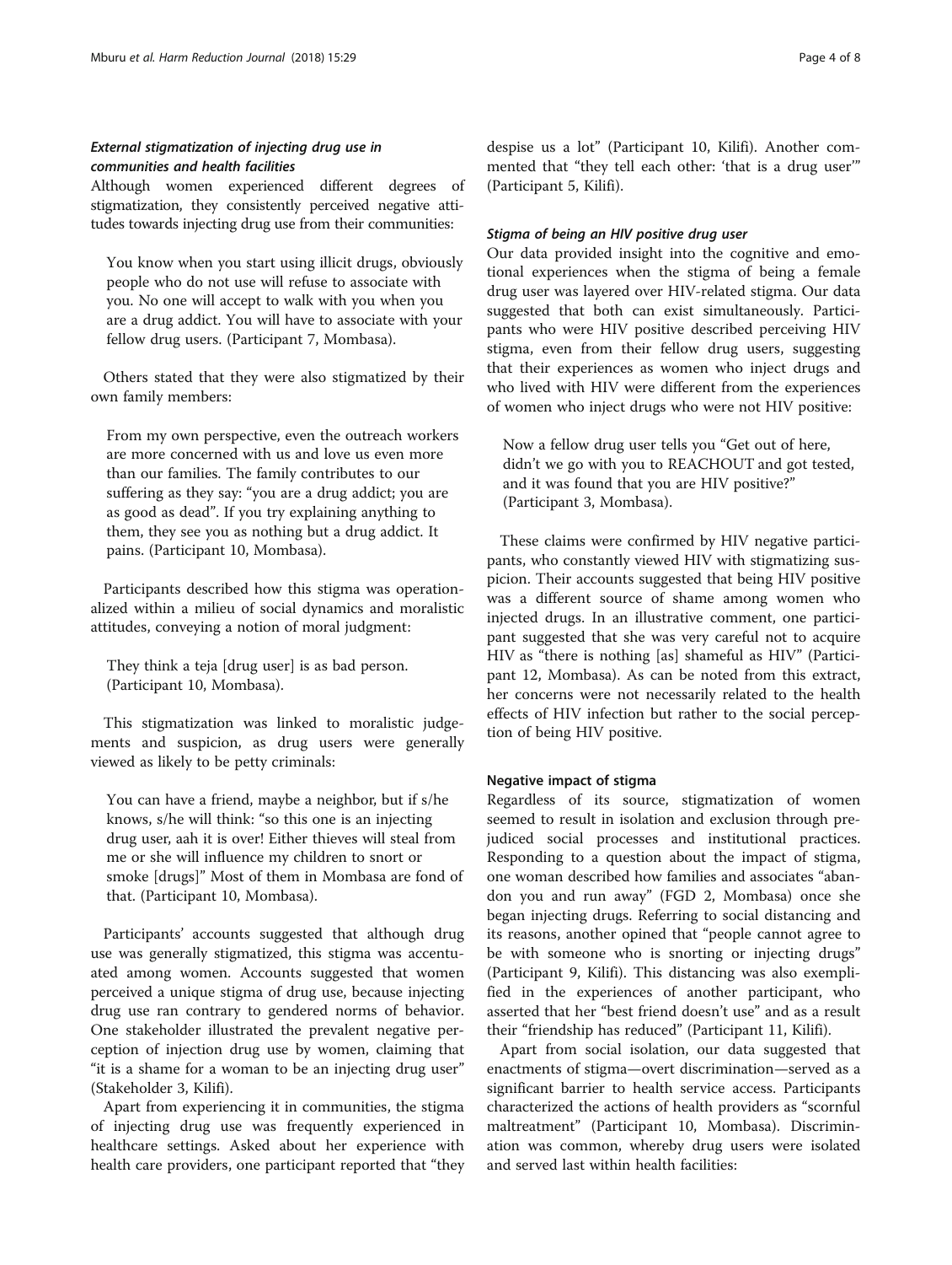#### *External stigmatization of injecting drug use in communities and health facilities*

Although women experienced different degrees of stigmatization, they consistently perceived negative attitudes towards injecting drug use from their communities:

> You know when you start using illicit drugs, obviously people who do not use will refuse to associate with you. No one will accept to walk with you when you are a drug addict. You will have to associate with your fellow drug users. (Participant 7, Mombasa).

Others stated that they were also stigmatized by their own family members:

> From my own perspective, even the outreach workers are more concerned with us and love us even more than our families. The family contributes to our suffering as they say: "you are a drug addict; you are as good as dead". If you try explaining anything to them, they see you as nothing but a drug addict. It pains. (Participant 10, Mombasa).

Participants described how this stigma was operationalized within a milieu of social dynamics and moralistic attitudes, conveying a notion of moral judgment:

> They think a teja [drug user] is as bad person. (Participant 10, Mombasa).

This stigmatization was linked to moralistic judgements and suspicion, as drug users were generally viewed as likely to be petty criminals:

> You can have a friend, maybe a neighbor, but if s/he knows, s/he will think: "so this one is an injecting drug user, aah it is over! Either thieves will steal from me or she will influence my children to snort or smoke [drugs]" Most of them in Mombasa are fond of that. (Participant 10, Mombasa).

Participants' accounts suggested that although drug use was generally stigmatized, this stigma was accentuated among women. Accounts suggested that women perceived a unique stigma of drug use, because injecting drug use ran contrary to gendered norms of behavior. One stakeholder illustrated the prevalent negative perception of injection drug use by women, claiming that "it is a shame for a woman to be an injecting drug user" (Stakeholder 3, Kilifi).

Apart from experiencing it in communities, the stigma of injecting drug use was frequently experienced in healthcare settings. Asked about her experience with health care providers, one participant reported that "they despise us a lot" (Participant 10, Kilifi). Another commented that "they tell each other: 'that is a drug user'" (Participant 5, Kilifi).

#### *Stigma of being an HIV positive drug user*

Our data provided insight into the cognitive and emotional experiences when the stigma of being a female drug user was layered over HIV-related stigma. Our data suggested that both can exist simultaneously. Participants who were HIV positive described perceiving HIV stigma, even from their fellow drug users, suggesting that their experiences as women who inject drugs and who lived with HIV were different from the experiences of women who inject drugs who were not HIV positive:

> Now a fellow drug user tells you "Get out of here, didn't we go with you to REACHOUT and got tested, and it was found that you are HIV positive?" (Participant 3, Mombasa).

These claims were confirmed by HIV negative participants, who constantly viewed HIV with stigmatizing suspicion. Their accounts suggested that being HIV positive was a different source of shame among women who injected drugs. In an illustrative comment, one participant suggested that she was very careful not to acquire HIV as "there is nothing [as] shameful as HIV" (Participant 12, Mombasa). As can be noted from this extract, her concerns were not necessarily related to the health effects of HIV infection but rather to the social perception of being HIV positive.

### Negative impact of stigma

Regardless of its source, stigmatization of women seemed to result in isolation and exclusion through prejudiced social processes and institutional practices. Responding to a question about the impact of stigma, one woman described how families and associates "abandon you and run away" (FGD 2, Mombasa) once she began injecting drugs. Referring to social distancing and its reasons, another opined that "people cannot agree to be with someone who is snorting or injecting drugs" (Participant 9, Kilifi). This distancing was also exemplified in the experiences of another participant, who asserted that her "best friend doesn't use" and as a result their "friendship has reduced" (Participant 11, Kilifi).

Apart from social isolation, our data suggested that enactments of stigma—overt discrimination—served as a significant barrier to health service access. Participants characterized the actions of health providers as "scornful maltreatment" (Participant 10, Mombasa). Discrimination was common, whereby drug users were isolated and served last within health facilities: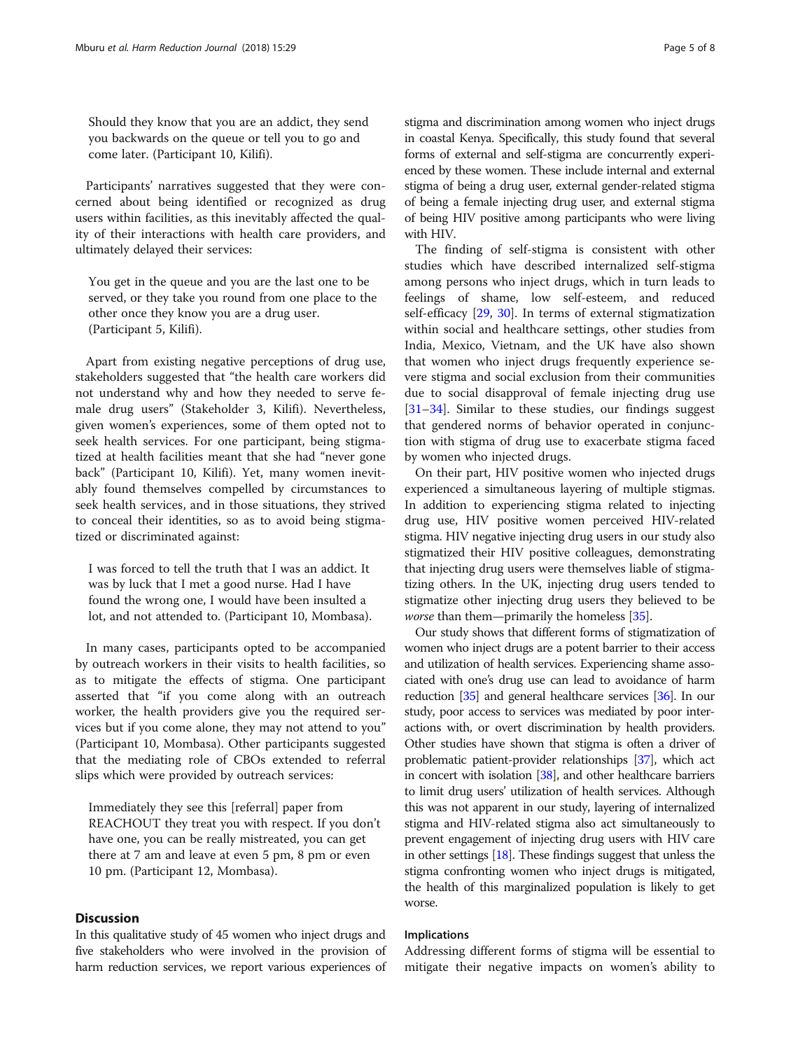> Should they know that you are an addict, they send you backwards on the queue or tell you to go and come later. (Participant 10, Kilifi).

Participants' narratives suggested that they were concerned about being identified or recognized as drug users within facilities, as this inevitably affected the quality of their interactions with health care providers, and ultimately delayed their services:

> You get in the queue and you are the last one to be served, or they take you round from one place to the other once they know you are a drug user. (Participant 5, Kilifi).

Apart from existing negative perceptions of drug use, stakeholders suggested that "the health care workers did not understand why and how they needed to serve female drug users" (Stakeholder 3, Kilifi). Nevertheless, given women's experiences, some of them opted not to seek health services. For one participant, being stigmatized at health facilities meant that she had "never gone back" (Participant 10, Kilifi). Yet, many women inevitably found themselves compelled by circumstances to seek health services, and in those situations, they strived to conceal their identities, so as to avoid being stigmatized or discriminated against:

> I was forced to tell the truth that I was an addict. It was by luck that I met a good nurse. Had I have found the wrong one, I would have been insulted a lot, and not attended to. (Participant 10, Mombasa).

In many cases, participants opted to be accompanied by outreach workers in their visits to health facilities, so as to mitigate the effects of stigma. One participant asserted that "if you come along with an outreach worker, the health providers give you the required services but if you come alone, they may not attend to you" (Participant 10, Mombasa). Other participants suggested that the mediating role of CBOs extended to referral slips which were provided by outreach services:

> Immediately they see this [referral] paper from REACHOUT they treat you with respect. If you don't have one, you can be really mistreated, you can get there at 7 am and leave at even 5 pm, 8 pm or even 10 pm. (Participant 12, Mombasa).

## Discussion

In this qualitative study of 45 women who inject drugs and five stakeholders who were involved in the provision of harm reduction services, we report various experiences of stigma and discrimination among women who inject drugs in coastal Kenya. Specifically, this study found that several forms of external and self-stigma are concurrently experienced by these women. These include internal and external stigma of being a drug user, external gender-related stigma of being a female injecting drug user, and external stigma of being HIV positive among participants who were living with HIV.

The finding of self-stigma is consistent with other studies which have described internalized self-stigma among persons who inject drugs, which in turn leads to feelings of shame, low self-esteem, and reduced self-efficacy [29, 30]. In terms of external stigmatization within social and healthcare settings, other studies from India, Mexico, Vietnam, and the UK have also shown that women who inject drugs frequently experience severe stigma and social exclusion from their communities due to social disapproval of female injecting drug use [31–34]. Similar to these studies, our findings suggest that gendered norms of behavior operated in conjunction with stigma of drug use to exacerbate stigma faced by women who injected drugs.

On their part, HIV positive women who injected drugs experienced a simultaneous layering of multiple stigmas. In addition to experiencing stigma related to injecting drug use, HIV positive women perceived HIV-related stigma. HIV negative injecting drug users in our study also stigmatized their HIV positive colleagues, demonstrating that injecting drug users were themselves liable of stigmatizing others. In the UK, injecting drug users tended to stigmatize other injecting drug users they believed to be *worse* than them—primarily the homeless [35].

Our study shows that different forms of stigmatization of women who inject drugs are a potent barrier to their access and utilization of health services. Experiencing shame associated with one's drug use can lead to avoidance of harm reduction [35] and general healthcare services [36]. In our study, poor access to services was mediated by poor interactions with, or overt discrimination by health providers. Other studies have shown that stigma is often a driver of problematic patient-provider relationships [37], which act in concert with isolation [38], and other healthcare barriers to limit drug users' utilization of health services. Although this was not apparent in our study, layering of internalized stigma and HIV-related stigma also act simultaneously to prevent engagement of injecting drug users with HIV care in other settings [18]. These findings suggest that unless the stigma confronting women who inject drugs is mitigated, the health of this marginalized population is likely to get worse.

### Implications

Addressing different forms of stigma will be essential to mitigate their negative impacts on women's ability to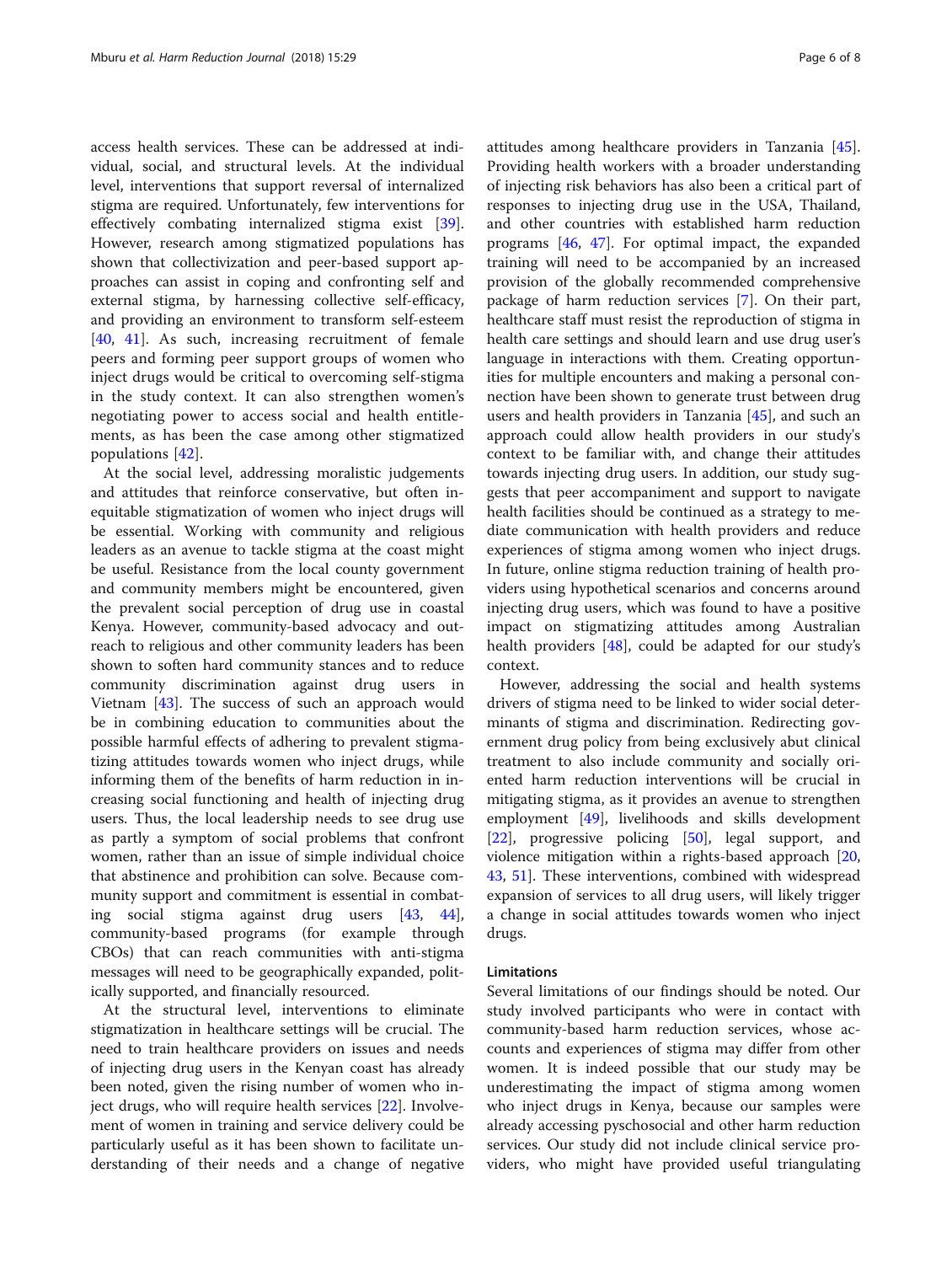access health services. These can be addressed at individual, social, and structural levels. At the individual level, interventions that support reversal of internalized stigma are required. Unfortunately, few interventions for effectively combating internalized stigma exist [39]. However, research among stigmatized populations has shown that collectivization and peer-based support approaches can assist in coping and confronting self and external stigma, by harnessing collective self-efficacy, and providing an environment to transform self-esteem [40, 41]. As such, increasing recruitment of female peers and forming peer support groups of women who inject drugs would be critical to overcoming self-stigma in the study context. It can also strengthen women's negotiating power to access social and health entitlements, as has been the case among other stigmatized populations [42].

At the social level, addressing moralistic judgements and attitudes that reinforce conservative, but often inequitable stigmatization of women who inject drugs will be essential. Working with community and religious leaders as an avenue to tackle stigma at the coast might be useful. Resistance from the local county government and community members might be encountered, given the prevalent social perception of drug use in coastal Kenya. However, community-based advocacy and outreach to religious and other community leaders has been shown to soften hard community stances and to reduce community discrimination against drug users in Vietnam [43]. The success of such an approach would be in combining education to communities about the possible harmful effects of adhering to prevalent stigmatizing attitudes towards women who inject drugs, while informing them of the benefits of harm reduction in increasing social functioning and health of injecting drug users. Thus, the local leadership needs to see drug use as partly a symptom of social problems that confront women, rather than an issue of simple individual choice that abstinence and prohibition can solve. Because community support and commitment is essential in combating social stigma against drug users [43, 44], community-based programs (for example through CBOs) that can reach communities with anti-stigma messages will need to be geographically expanded, politically supported, and financially resourced.

At the structural level, interventions to eliminate stigmatization in healthcare settings will be crucial. The need to train healthcare providers on issues and needs of injecting drug users in the Kenyan coast has already been noted, given the rising number of women who inject drugs, who will require health services [22]. Involvement of women in training and service delivery could be particularly useful as it has been shown to facilitate understanding of their needs and a change of negative attitudes among healthcare providers in Tanzania [45]. Providing health workers with a broader understanding of injecting risk behaviors has also been a critical part of responses to injecting drug use in the USA, Thailand, and other countries with established harm reduction programs [46, 47]. For optimal impact, the expanded training will need to be accompanied by an increased provision of the globally recommended comprehensive package of harm reduction services [7]. On their part, healthcare staff must resist the reproduction of stigma in health care settings and should learn and use drug user's language in interactions with them. Creating opportunities for multiple encounters and making a personal connection have been shown to generate trust between drug users and health providers in Tanzania [45], and such an approach could allow health providers in our study's context to be familiar with, and change their attitudes towards injecting drug users. In addition, our study suggests that peer accompaniment and support to navigate health facilities should be continued as a strategy to mediate communication with health providers and reduce experiences of stigma among women who inject drugs. In future, online stigma reduction training of health providers using hypothetical scenarios and concerns around injecting drug users, which was found to have a positive impact on stigmatizing attitudes among Australian health providers [48], could be adapted for our study's context.

However, addressing the social and health systems drivers of stigma need to be linked to wider social determinants of stigma and discrimination. Redirecting government drug policy from being exclusively abut clinical treatment to also include community and socially oriented harm reduction interventions will be crucial in mitigating stigma, as it provides an avenue to strengthen employment [49], livelihoods and skills development [22], progressive policing [50], legal support, and violence mitigation within a rights-based approach [20, 43, 51]. These interventions, combined with widespread expansion of services to all drug users, will likely trigger a change in social attitudes towards women who inject drugs.

## Limitations

Several limitations of our findings should be noted. Our study involved participants who were in contact with community-based harm reduction services, whose accounts and experiences of stigma may differ from other women. It is indeed possible that our study may be underestimating the impact of stigma among women who inject drugs in Kenya, because our samples were already accessing pyschosocial and other harm reduction services. Our study did not include clinical service providers, who might have provided useful triangulating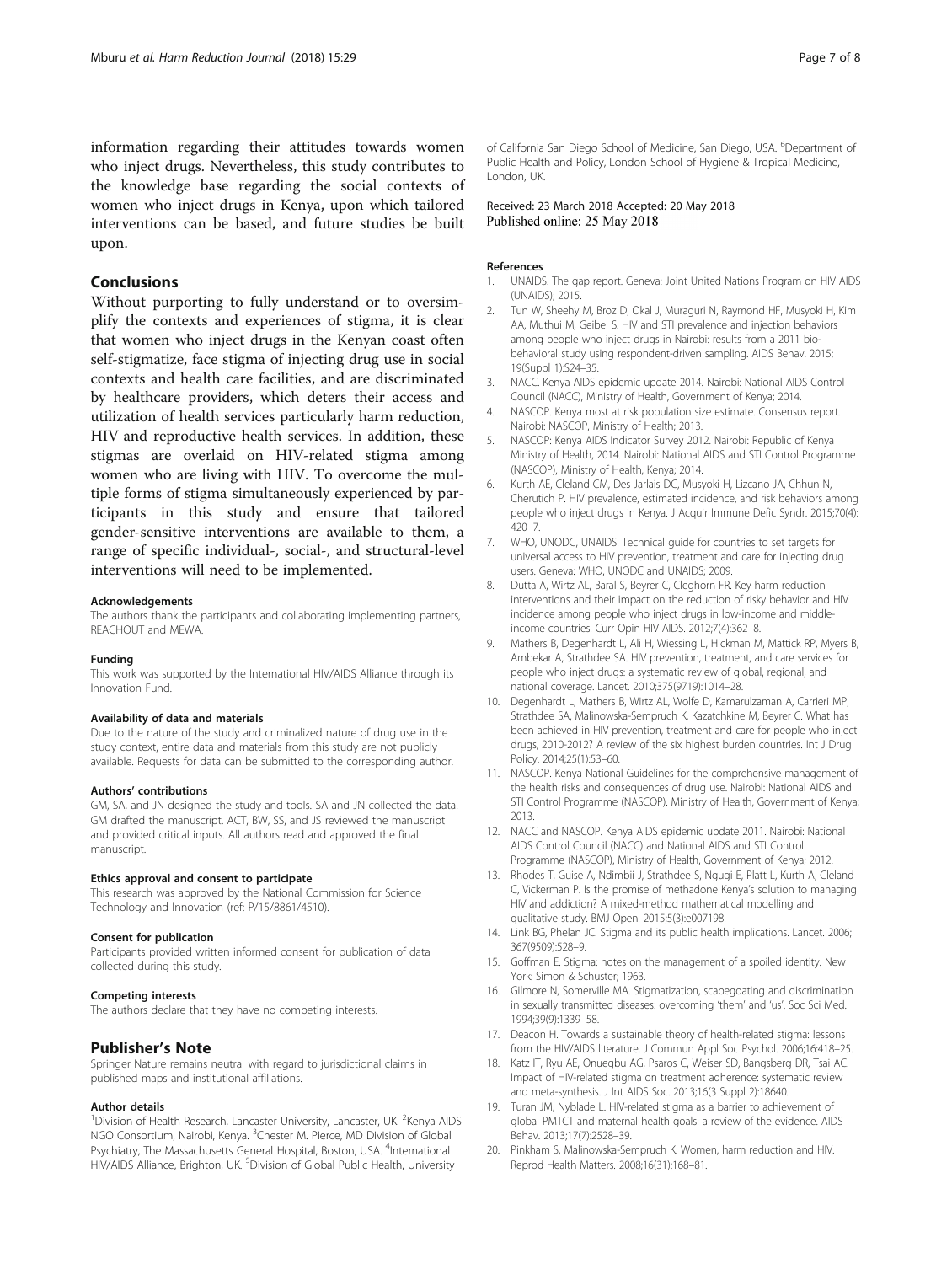information regarding their attitudes towards women who inject drugs. Nevertheless, this study contributes to the knowledge base regarding the social contexts of women who inject drugs in Kenya, upon which tailored interventions can be based, and future studies be built upon.

## Conclusions

Without purporting to fully understand or to oversimplify the contexts and experiences of stigma, it is clear that women who inject drugs in the Kenyan coast often self-stigmatize, face stigma of injecting drug use in social contexts and health care facilities, and are discriminated by healthcare providers, which deters their access and utilization of health services particularly harm reduction, HIV and reproductive health services. In addition, these stigmas are overlaid on HIV-related stigma among women who are living with HIV. To overcome the multiple forms of stigma simultaneously experienced by participants in this study and ensure that tailored gender-sensitive interventions are available to them, a range of specific individual-, social-, and structural-level interventions will need to be implemented.

#### Acknowledgements

The authors thank the participants and collaborating implementing partners, REACHOUT and MEWA.

#### Funding

This work was supported by the International HIV/AIDS Alliance through its Innovation Fund.

#### Availability of data and materials

Due to the nature of the study and criminalized nature of drug use in the study context, entire data and materials from this study are not publicly available. Requests for data can be submitted to the corresponding author.

#### Authors' contributions

GM, SA, and JN designed the study and tools. SA and JN collected the data. GM drafted the manuscript. ACT, BW, SS, and JS reviewed the manuscript and provided critical inputs. All authors read and approved the final manuscript.

#### Ethics approval and consent to participate

This research was approved by the National Commission for Science Technology and Innovation (ref: P/15/8861/4510).

#### Consent for publication

Participants provided written informed consent for publication of data collected during this study.

#### Competing interests

The authors declare that they have no competing interests.

## Publisher's Note

Springer Nature remains neutral with regard to jurisdictional claims in published maps and institutional affiliations.

#### Author details

[1]Division of Health Research, Lancaster University, Lancaster, UK. [2]Kenya AIDS NGO Consortium, Nairobi, Kenya. [3]Chester M. Pierce, MD Division of Global Psychiatry, The Massachusetts General Hospital, Boston, USA. [4]International HIV/AIDS Alliance, Brighton, UK. [5]Division of Global Public Health, University of California San Diego School of Medicine, San Diego, USA. [6]Department of Public Health and Policy, London School of Hygiene & Tropical Medicine, London, UK.

Received: 23 March 2018 Accepted: 20 May 2018
Published online: 25 May 2018

#### References

1. UNAIDS. The gap report. Geneva: Joint United Nations Program on HIV AIDS (UNAIDS); 2015.
2. Tun W, Sheehy M, Broz D, Okal J, Muraguri N, Raymond HF, Musyoki H, Kim AA, Muthui M, Geibel S. HIV and STI prevalence and injection behaviors among people who inject drugs in Nairobi: results from a 2011 bio-behavioral study using respondent-driven sampling. AIDS Behav. 2015; 19(Suppl 1):S24–35.
3. NACC. Kenya AIDS epidemic update 2014. Nairobi: National AIDS Control Council (NACC), Ministry of Health, Government of Kenya; 2014.
4. NASCOP. Kenya most at risk population size estimate. Consensus report. Nairobi: NASCOP, Ministry of Health; 2013.
5. NASCOP: Kenya AIDS Indicator Survey 2012. Nairobi: Republic of Kenya Ministry of Health, 2014. Nairobi: National AIDS and STI Control Programme (NASCOP), Ministry of Health, Kenya; 2014.
6. Kurth AE, Cleland CM, Des Jarlais DC, Musyoki H, Lizcano JA, Chhun N, Cherutich P. HIV prevalence, estimated incidence, and risk behaviors among people who inject drugs in Kenya. J Acquir Immune Defic Syndr. 2015;70(4): 420–7.
7. WHO, UNODC, UNAIDS. Technical guide for countries to set targets for universal access to HIV prevention, treatment and care for injecting drug users. Geneva: WHO, UNODC and UNAIDS; 2009.
8. Dutta A, Wirtz AL, Baral S, Beyrer C, Cleghorn FR. Key harm reduction interventions and their impact on the reduction of risky behavior and HIV incidence among people who inject drugs in low-income and middle-income countries. Curr Opin HIV AIDS. 2012;7(4):362–8.
9. Mathers B, Degenhardt L, Ali H, Wiessing L, Hickman M, Mattick RP, Myers B, Ambekar A, Strathdee SA. HIV prevention, treatment, and care services for people who inject drugs: a systematic review of global, regional, and national coverage. Lancet. 2010;375(9719):1014–28.
10. Degenhardt L, Mathers B, Wirtz AL, Wolfe D, Kamarulzaman A, Carrieri MP, Strathdee SA, Malinowska-Sempruch K, Kazatchkine M, Beyrer C. What has been achieved in HIV prevention, treatment and care for people who inject drugs, 2010-2012? A review of the six highest burden countries. Int J Drug Policy. 2014;25(1):53–60.
11. NASCOP. Kenya National Guidelines for the comprehensive management of the health risks and consequences of drug use. Nairobi: National AIDS and STI Control Programme (NASCOP). Ministry of Health, Government of Kenya; 2013.
12. NACC and NASCOP. Kenya AIDS epidemic update 2011. Nairobi: National AIDS Control Council (NACC) and National AIDS and STI Control Programme (NASCOP), Ministry of Health, Government of Kenya; 2012.
13. Rhodes T, Guise A, Ndimbii J, Strathdee S, Ngugi E, Platt L, Kurth A, Cleland C, Vickerman P. Is the promise of methadone Kenya's solution to managing HIV and addiction? A mixed-method mathematical modelling and qualitative study. BMJ Open. 2015;5(3):e007198.
14. Link BG, Phelan JC. Stigma and its public health implications. Lancet. 2006; 367(9509):528–9.
15. Goffman E. Stigma: notes on the management of a spoiled identity. New York: Simon & Schuster; 1963.
16. Gilmore N, Somerville MA. Stigmatization, scapegoating and discrimination in sexually transmitted diseases: overcoming 'them' and 'us'. Soc Sci Med. 1994;39(9):1339–58.
17. Deacon H. Towards a sustainable theory of health-related stigma: lessons from the HIV/AIDS literature. J Commun Appl Soc Psychol. 2006;16:418–25.
18. Katz IT, Ryu AE, Onuegbu AG, Psaros C, Weiser SD, Bangsberg DR, Tsai AC. Impact of HIV-related stigma on treatment adherence: systematic review and meta-synthesis. J Int AIDS Soc. 2013;16(3 Suppl 2):18640.
19. Turan JM, Nyblade L. HIV-related stigma as a barrier to achievement of global PMTCT and maternal health goals: a review of the evidence. AIDS Behav. 2013;17(7):2528–39.
20. Pinkham S, Malinowska-Sempruch K. Women, harm reduction and HIV. Reprod Health Matters. 2008;16(31):168–81.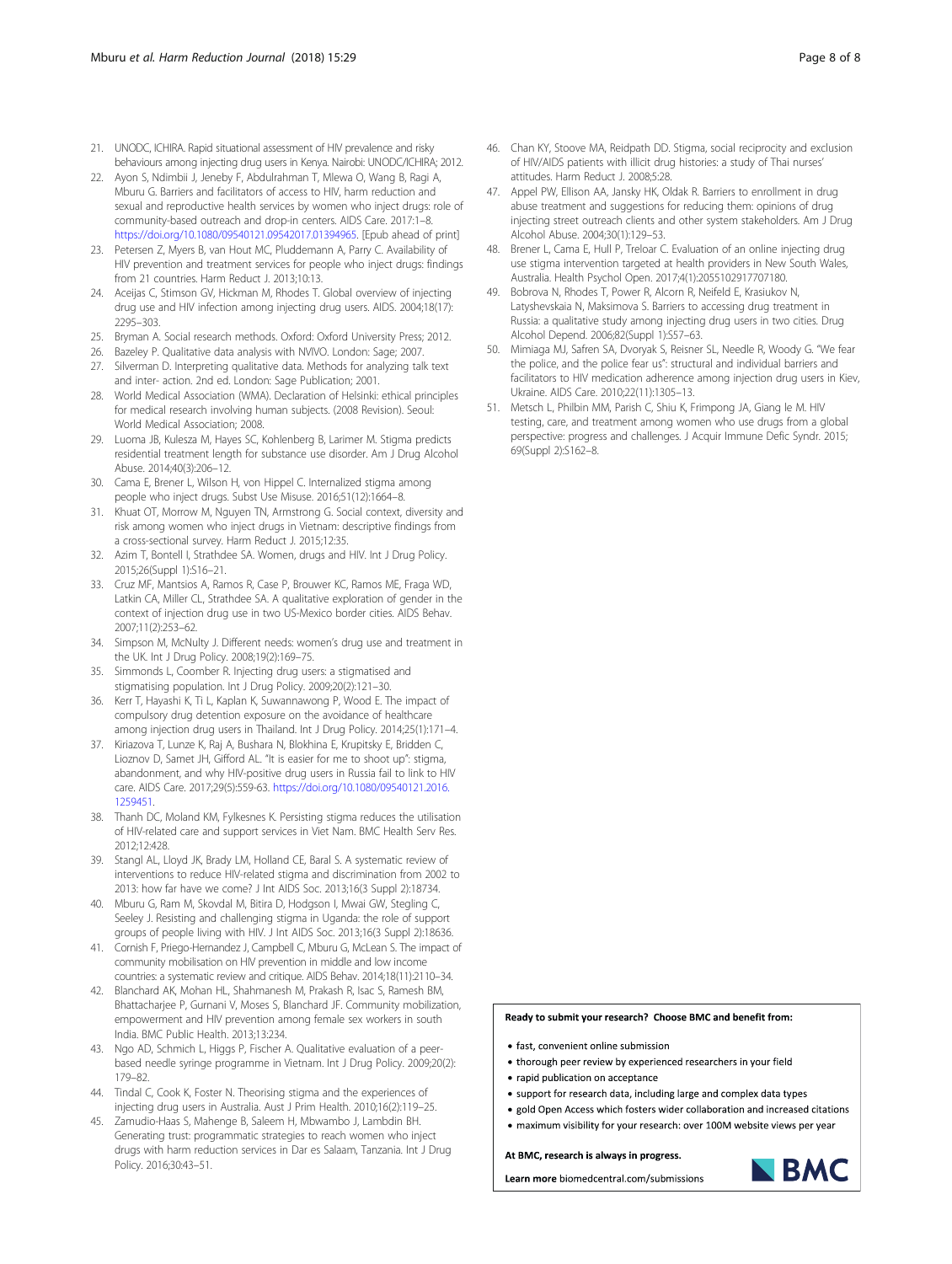21. UNODC, ICHIRA. Rapid situational assessment of HIV prevalence and risky behaviours among injecting drug users in Kenya. Nairobi: UNODC/ICHIRA; 2012.
22. Ayon S, Ndimbii J, Jeneby F, Abdulrahman T, Mlewa O, Wang B, Ragi A, Mburu G. Barriers and facilitators of access to HIV, harm reduction and sexual and reproductive health services by women who inject drugs: role of community-based outreach and drop-in centers. AIDS Care. 2017:1–8. https://doi.org/10.1080/09540121.09542017.01394965. [Epub ahead of print]
23. Petersen Z, Myers B, van Hout MC, Pluddemann A, Parry C. Availability of HIV prevention and treatment services for people who inject drugs: findings from 21 countries. Harm Reduct J. 2013;10:13.
24. Aceijas C, Stimson GV, Hickman M, Rhodes T. Global overview of injecting drug use and HIV infection among injecting drug users. AIDS. 2004;18(17): 2295–303.
25. Bryman A. Social research methods. Oxford: Oxford University Press; 2012.
26. Bazeley P. Qualitative data analysis with NVIVO. London: Sage; 2007.
27. Silverman D. Interpreting qualitative data. Methods for analyzing talk text and inter- action. 2nd ed. London: Sage Publication; 2001.
28. World Medical Association (WMA). Declaration of Helsinki: ethical principles for medical research involving human subjects. (2008 Revision). Seoul: World Medical Association; 2008.
29. Luoma JB, Kulesza M, Hayes SC, Kohlenberg B, Larimer M. Stigma predicts residential treatment length for substance use disorder. Am J Drug Alcohol Abuse. 2014;40(3):206–12.
30. Cama E, Brener L, Wilson H, von Hippel C. Internalized stigma among people who inject drugs. Subst Use Misuse. 2016;51(12):1664–8.
31. Khuat OT, Morrow M, Nguyen TN, Armstrong G. Social context, diversity and risk among women who inject drugs in Vietnam: descriptive findings from a cross-sectional survey. Harm Reduct J. 2015;12:35.
32. Azim T, Bontell I, Strathdee SA. Women, drugs and HIV. Int J Drug Policy. 2015;26(Suppl 1):S16–21.
33. Cruz MF, Mantsios A, Ramos R, Case P, Brouwer KC, Ramos ME, Fraga WD, Latkin CA, Miller CL, Strathdee SA. A qualitative exploration of gender in the context of injection drug use in two US-Mexico border cities. AIDS Behav. 2007;11(2):253–62.
34. Simpson M, McNulty J. Different needs: women's drug use and treatment in the UK. Int J Drug Policy. 2008;19(2):169–75.
35. Simmonds L, Coomber R. Injecting drug users: a stigmatised and stigmatising population. Int J Drug Policy. 2009;20(2):121–30.
36. Kerr T, Hayashi K, Ti L, Kaplan K, Suwannawong P, Wood E. The impact of compulsory drug detention exposure on the avoidance of healthcare among injection drug users in Thailand. Int J Drug Policy. 2014;25(1):171–4.
37. Kiriazova T, Lunze K, Raj A, Bushara N, Blokhina E, Krupitsky E, Bridden C, Lioznov D, Samet JH, Gifford AL. "It is easier for me to shoot up": stigma, abandonment, and why HIV-positive drug users in Russia fail to link to HIV care. AIDS Care. 2017;29(5):559-63. https://doi.org/10.1080/09540121.2016.1259451.
38. Thanh DC, Moland KM, Fylkesnes K. Persisting stigma reduces the utilisation of HIV-related care and support services in Viet Nam. BMC Health Serv Res. 2012;12:428.
39. Stangl AL, Lloyd JK, Brady LM, Holland CE, Baral S. A systematic review of interventions to reduce HIV-related stigma and discrimination from 2002 to 2013: how far have we come? J Int AIDS Soc. 2013;16(3 Suppl 2):18734.
40. Mburu G, Ram M, Skovdal M, Bitira D, Hodgson I, Mwai GW, Stegling C, Seeley J. Resisting and challenging stigma in Uganda: the role of support groups of people living with HIV. J Int AIDS Soc. 2013;16(3 Suppl 2):18636.
41. Cornish F, Priego-Hernandez J, Campbell C, Mburu G, McLean S. The impact of community mobilisation on HIV prevention in middle and low income countries: a systematic review and critique. AIDS Behav. 2014;18(11):2110–34.
42. Blanchard AK, Mohan HL, Shahmanesh M, Prakash R, Isac S, Ramesh BM, Bhattacharjee P, Gurnani V, Moses S, Blanchard JF. Community mobilization, empowerment and HIV prevention among female sex workers in south India. BMC Public Health. 2013;13:234.
43. Ngo AD, Schmich L, Higgs P, Fischer A. Qualitative evaluation of a peer-based needle syringe programme in Vietnam. Int J Drug Policy. 2009;20(2): 179–82.
44. Tindal C, Cook K, Foster N. Theorising stigma and the experiences of injecting drug users in Australia. Aust J Prim Health. 2010;16(2):119–25.
45. Zamudio-Haas S, Mahenge B, Saleem H, Mbwambo J, Lambdin BH. Generating trust: programmatic strategies to reach women who inject drugs with harm reduction services in Dar es Salaam, Tanzania. Int J Drug Policy. 2016;30:43–51.
46. Chan KY, Stoove MA, Reidpath DD. Stigma, social reciprocity and exclusion of HIV/AIDS patients with illicit drug histories: a study of Thai nurses' attitudes. Harm Reduct J. 2008;5:28.
47. Appel PW, Ellison AA, Jansky HK, Oldak R. Barriers to enrollment in drug abuse treatment and suggestions for reducing them: opinions of drug injecting street outreach clients and other system stakeholders. Am J Drug Alcohol Abuse. 2004;30(1):129–53.
48. Brener L, Cama E, Hull P, Treloar C. Evaluation of an online injecting drug use stigma intervention targeted at health providers in New South Wales, Australia. Health Psychol Open. 2017;4(1):2055102917707180.
49. Bobrova N, Rhodes T, Power R, Alcorn R, Neifeld E, Krasiukov N, Latyshevskaia N, Maksimova S. Barriers to accessing drug treatment in Russia: a qualitative study among injecting drug users in two cities. Drug Alcohol Depend. 2006;82(Suppl 1):S57–63.
50. Mimiaga MJ, Safren SA, Dvoryak S, Reisner SL, Needle R, Woody G. "We fear the police, and the police fear us": structural and individual barriers and facilitators to HIV medication adherence among injection drug users in Kiev, Ukraine. AIDS Care. 2010;22(11):1305–13.
51. Metsch L, Philbin MM, Parish C, Shiu K, Frimpong JA, Giang le M. HIV testing, care, and treatment among women who use drugs from a global perspective: progress and challenges. J Acquir Immune Defic Syndr. 2015; 69(Suppl 2):S162–8.

**Ready to submit your research? Choose BMC and benefit from:**

- fast, convenient online submission
- thorough peer review by experienced researchers in your field
- rapid publication on acceptance
- support for research data, including large and complex data types
- gold Open Access which fosters wider collaboration and increased citations
- maximum visibility for your research: over 100M website views per year

**At BMC, research is always in progress.**

**Learn more** biomedcentral.com/submissions

BMC